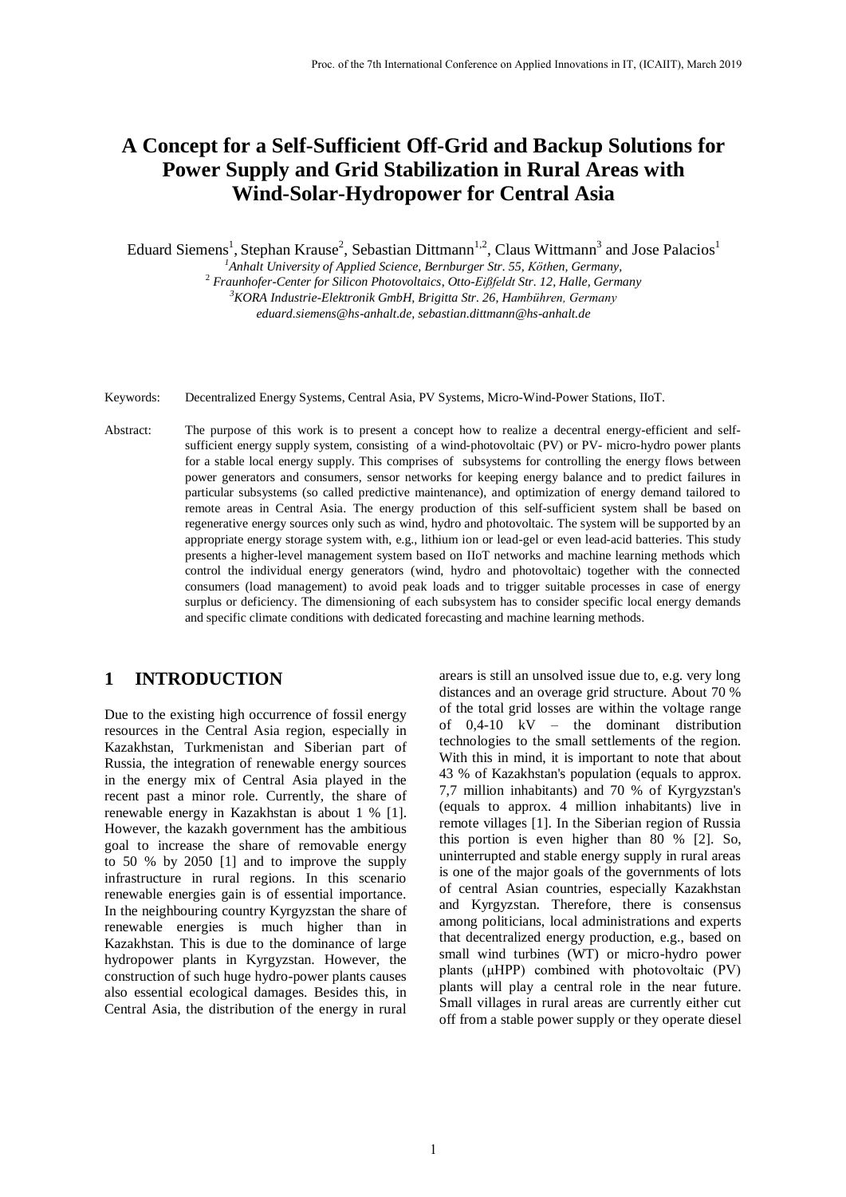# A Concept for a Self-Sufficient Off-Grid and Backup Solutions for Power Supply and Grid Stabilization in Rural Areas with Wind-Solar-Hydropower for Central Asia

Eduard Siemens[1], Stephan Krause[2], Sebastian Dittmann[1,2], Claus Wittmann[3] and Jose Palacios[1]

[1]*Anhalt University of Applied Science, Bernburger Str. 55, Köthen, Germany,*
[2] *Fraunhofer-Center for Silicon Photovoltaics, Otto-Eißfeldt Str. 12, Halle, Germany*
[3]*KORA Industrie-Elektronik GmbH, Brigitta Str. 26, Hambühren, Germany*
*eduard.siemens@hs-anhalt.de, sebastian.dittmann@hs-anhalt.de*

Keywords: Decentralized Energy Systems, Central Asia, PV Systems, Micro-Wind-Power Stations, IIoT.

Abstract: The purpose of this work is to present a concept how to realize a decentral energy-efficient and self-sufficient energy supply system, consisting of a wind-photovoltaic (PV) or PV- micro-hydro power plants for a stable local energy supply. This comprises of subsystems for controlling the energy flows between power generators and consumers, sensor networks for keeping energy balance and to predict failures in particular subsystems (so called predictive maintenance), and optimization of energy demand tailored to remote areas in Central Asia. The energy production of this self-sufficient system shall be based on regenerative energy sources only such as wind, hydro and photovoltaic. The system will be supported by an appropriate energy storage system with, e.g., lithium ion or lead-gel or even lead-acid batteries. This study presents a higher-level management system based on IIoT networks and machine learning methods which control the individual energy generators (wind, hydro and photovoltaic) together with the connected consumers (load management) to avoid peak loads and to trigger suitable processes in case of energy surplus or deficiency. The dimensioning of each subsystem has to consider specific local energy demands and specific climate conditions with dedicated forecasting and machine learning methods.

## 1 INTRODUCTION

Due to the existing high occurrence of fossil energy resources in the Central Asia region, especially in Kazakhstan, Turkmenistan and Siberian part of Russia, the integration of renewable energy sources in the energy mix of Central Asia played in the recent past a minor role. Currently, the share of renewable energy in Kazakhstan is about 1 % [1]. However, the kazakh government has the ambitious goal to increase the share of removable energy to 50 % by 2050 [1] and to improve the supply infrastructure in rural regions. In this scenario renewable energies gain is of essential importance. In the neighbouring country Kyrgyzstan the share of renewable energies is much higher than in Kazakhstan. This is due to the dominance of large hydropower plants in Kyrgyzstan. However, the construction of such huge hydro-power plants causes also essential ecological damages. Besides this, in Central Asia, the distribution of the energy in rural arears is still an unsolved issue due to, e.g. very long distances and an overage grid structure. About 70 % of the total grid losses are within the voltage range of 0,4-10 kV – the dominant distribution technologies to the small settlements of the region. With this in mind, it is important to note that about 43 % of Kazakhstan's population (equals to approx. 7,7 million inhabitants) and 70 % of Kyrgyzstan's (equals to approx. 4 million inhabitants) live in remote villages [1]. In the Siberian region of Russia this portion is even higher than 80 % [2]. So, uninterrupted and stable energy supply in rural areas is one of the major goals of the governments of lots of central Asian countries, especially Kazakhstan and Kyrgyzstan. Therefore, there is consensus among politicians, local administrations and experts that decentralized energy production, e.g., based on small wind turbines (WT) or micro-hydro power plants ($\mu$HPP) combined with photovoltaic (PV) plants will play a central role in the near future. Small villages in rural areas are currently either cut off from a stable power supply or they operate diesel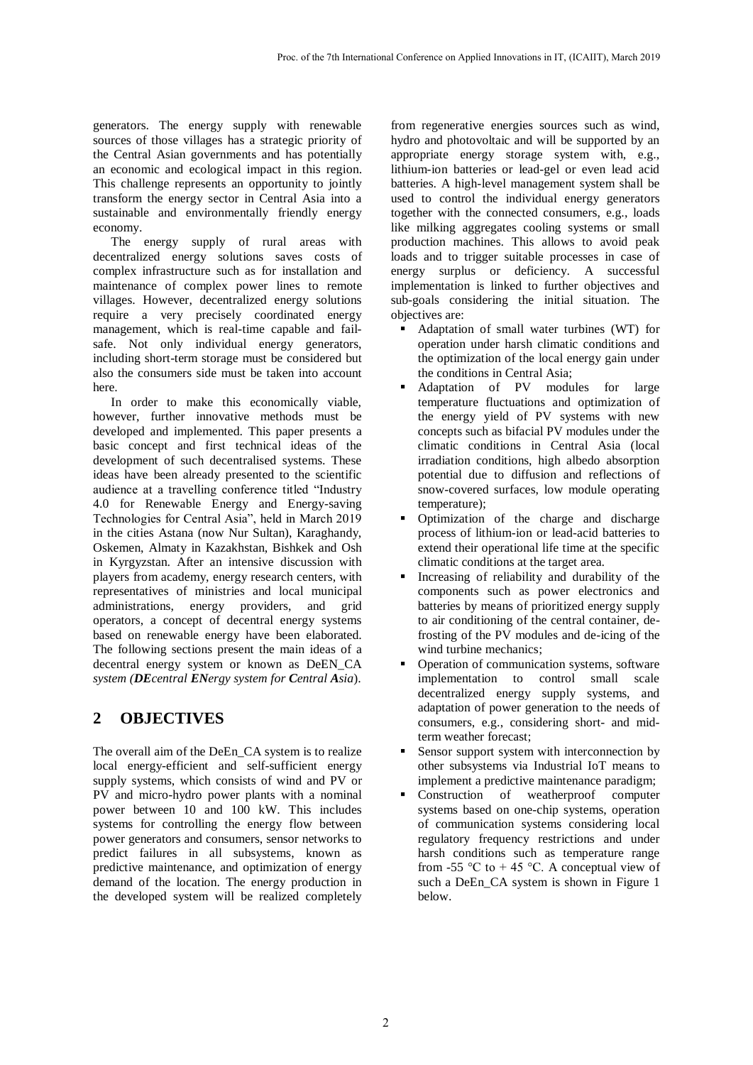generators. The energy supply with renewable sources of those villages has a strategic priority of the Central Asian governments and has potentially an economic and ecological impact in this region. This challenge represents an opportunity to jointly transform the energy sector in Central Asia into a sustainable and environmentally friendly energy economy.

The energy supply of rural areas with decentralized energy solutions saves costs of complex infrastructure such as for installation and maintenance of complex power lines to remote villages. However, decentralized energy solutions require a very precisely coordinated energy management, which is real-time capable and fail-safe. Not only individual energy generators, including short-term storage must be considered but also the consumers side must be taken into account here.

In order to make this economically viable, however, further innovative methods must be developed and implemented. This paper presents a basic concept and first technical ideas of the development of such decentralised systems. These ideas have been already presented to the scientific audience at a travelling conference titled "Industry 4.0 for Renewable Energy and Energy-saving Technologies for Central Asia", held in March 2019 in the cities Astana (now Nur Sultan), Karaghandy, Oskemen, Almaty in Kazakhstan, Bishkek and Osh in Kyrgyzstan. After an intensive discussion with players from academy, energy research centers, with representatives of ministries and local municipal administrations, energy providers, and grid operators, a concept of decentral energy systems based on renewable energy have been elaborated. The following sections present the main ideas of a decentral energy system or known as DeEN_CA *system (**DE**central **EN**ergy system for **C**entral **A**sia*).

## 2 OBJECTIVES

The overall aim of the DeEn_CA system is to realize local energy-efficient and self-sufficient energy supply systems, which consists of wind and PV or PV and micro-hydro power plants with a nominal power between 10 and 100 kW. This includes systems for controlling the energy flow between power generators and consumers, sensor networks to predict failures in all subsystems, known as predictive maintenance, and optimization of energy demand of the location. The energy production in the developed system will be realized completely from regenerative energies sources such as wind, hydro and photovoltaic and will be supported by an appropriate energy storage system with, e.g., lithium-ion batteries or lead-gel or even lead acid batteries. A high-level management system shall be used to control the individual energy generators together with the connected consumers, e.g., loads like milking aggregates cooling systems or small production machines. This allows to avoid peak loads and to trigger suitable processes in case of energy surplus or deficiency. A successful implementation is linked to further objectives and sub-goals considering the initial situation. The objectives are:

- Adaptation of small water turbines (WT) for operation under harsh climatic conditions and the optimization of the local energy gain under the conditions in Central Asia;
- Adaptation of PV modules for large temperature fluctuations and optimization of the energy yield of PV systems with new concepts such as bifacial PV modules under the climatic conditions in Central Asia (local irradiation conditions, high albedo absorption potential due to diffusion and reflections of snow-covered surfaces, low module operating temperature);
- Optimization of the charge and discharge process of lithium-ion or lead-acid batteries to extend their operational life time at the specific climatic conditions at the target area.
- Increasing of reliability and durability of the components such as power electronics and batteries by means of prioritized energy supply to air conditioning of the central container, de-frosting of the PV modules and de-icing of the wind turbine mechanics;
- Operation of communication systems, software implementation to control small scale decentralized energy supply systems, and adaptation of power generation to the needs of consumers, e.g., considering short- and mid-term weather forecast;
- Sensor support system with interconnection by other subsystems via Industrial IoT means to implement a predictive maintenance paradigm;
- Construction of weatherproof computer systems based on one-chip systems, operation of communication systems considering local regulatory frequency restrictions and under harsh conditions such as temperature range from -55 °C to + 45 °C. A conceptual view of such a DeEn_CA system is shown in Figure 1 below.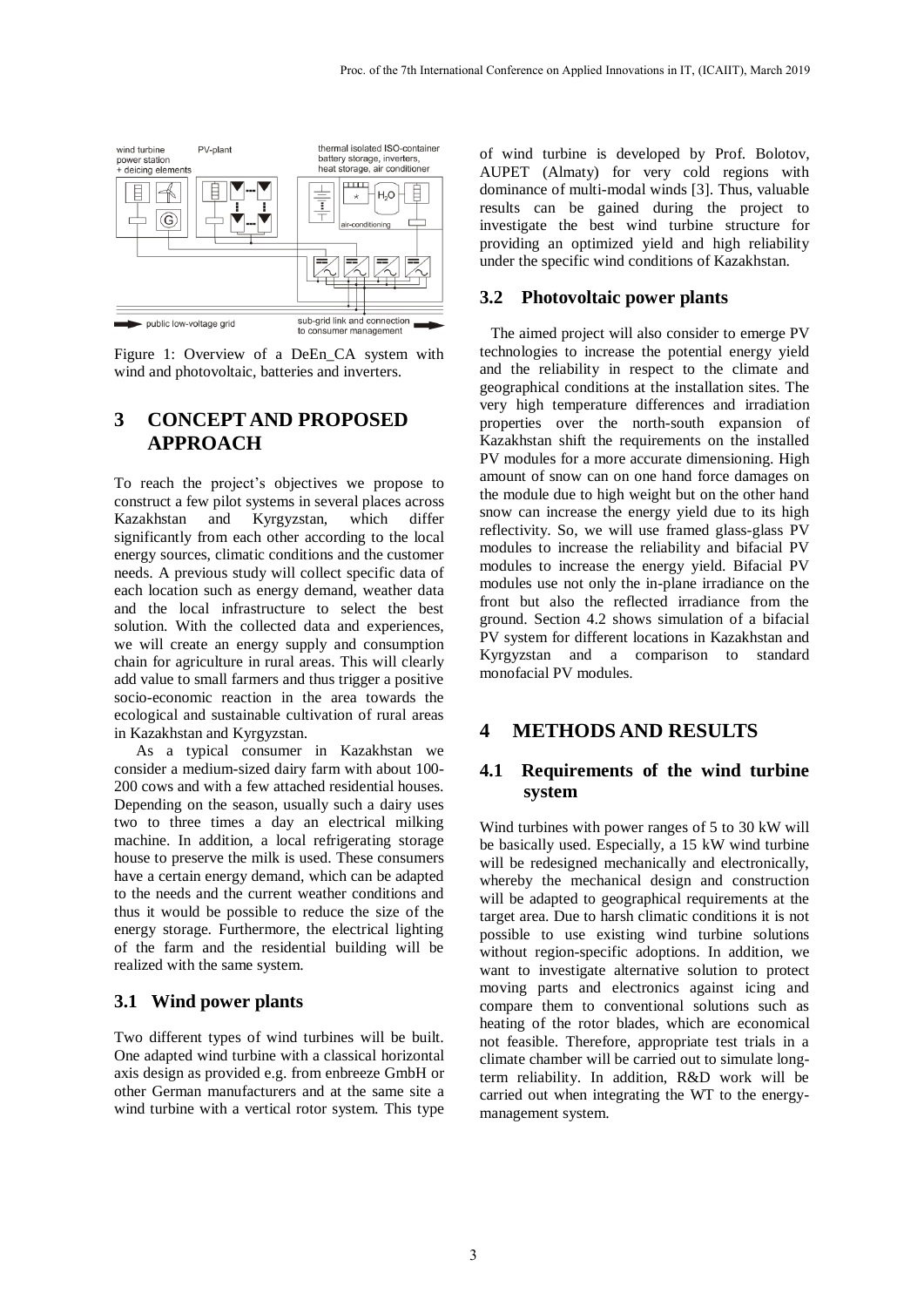Figure 1: Overview of a DeEn_CA system with wind and photovoltaic, batteries and inverters.

# 3 CONCEPT AND PROPOSED APPROACH

To reach the project's objectives we propose to construct a few pilot systems in several places across Kazakhstan and Kyrgyzstan, which differ significantly from each other according to the local energy sources, climatic conditions and the customer needs. A previous study will collect specific data of each location such as energy demand, weather data and the local infrastructure to select the best solution. With the collected data and experiences, we will create an energy supply and consumption chain for agriculture in rural areas. This will clearly add value to small farmers and thus trigger a positive socio-economic reaction in the area towards the ecological and sustainable cultivation of rural areas in Kazakhstan and Kyrgyzstan.

As a typical consumer in Kazakhstan we consider a medium-sized dairy farm with about 100-200 cows and with a few attached residential houses. Depending on the season, usually such a dairy uses two to three times a day an electrical milking machine. In addition, a local refrigerating storage house to preserve the milk is used. These consumers have a certain energy demand, which can be adapted to the needs and the current weather conditions and thus it would be possible to reduce the size of the energy storage. Furthermore, the electrical lighting of the farm and the residential building will be realized with the same system.

## 3.1 Wind power plants

Two different types of wind turbines will be built. One adapted wind turbine with a classical horizontal axis design as provided e.g. from enbreeze GmbH or other German manufacturers and at the same site a wind turbine with a vertical rotor system. This type of wind turbine is developed by Prof. Bolotov, AUPET (Almaty) for very cold regions with dominance of multi-modal winds [3]. Thus, valuable results can be gained during the project to investigate the best wind turbine structure for providing an optimized yield and high reliability under the specific wind conditions of Kazakhstan.

## 3.2 Photovoltaic power plants

The aimed project will also consider to emerge PV technologies to increase the potential energy yield and the reliability in respect to the climate and geographical conditions at the installation sites. The very high temperature differences and irradiation properties over the north-south expansion of Kazakhstan shift the requirements on the installed PV modules for a more accurate dimensioning. High amount of snow can on one hand force damages on the module due to high weight but on the other hand snow can increase the energy yield due to its high reflectivity. So, we will use framed glass-glass PV modules to increase the reliability and bifacial PV modules to increase the energy yield. Bifacial PV modules use not only the in-plane irradiance on the front but also the reflected irradiance from the ground. Section 4.2 shows simulation of a bifacial PV system for different locations in Kazakhstan and Kyrgyzstan and a comparison to standard monofacial PV modules.

# 4 METHODS AND RESULTS

## 4.1 Requirements of the wind turbine system

Wind turbines with power ranges of 5 to 30 kW will be basically used. Especially, a 15 kW wind turbine will be redesigned mechanically and electronically, whereby the mechanical design and construction will be adapted to geographical requirements at the target area. Due to harsh climatic conditions it is not possible to use existing wind turbine solutions without region-specific adoptions. In addition, we want to investigate alternative solution to protect moving parts and electronics against icing and compare them to conventional solutions such as heating of the rotor blades, which are economical not feasible. Therefore, appropriate test trials in a climate chamber will be carried out to simulate long-term reliability. In addition, R&D work will be carried out when integrating the WT to the energy-management system.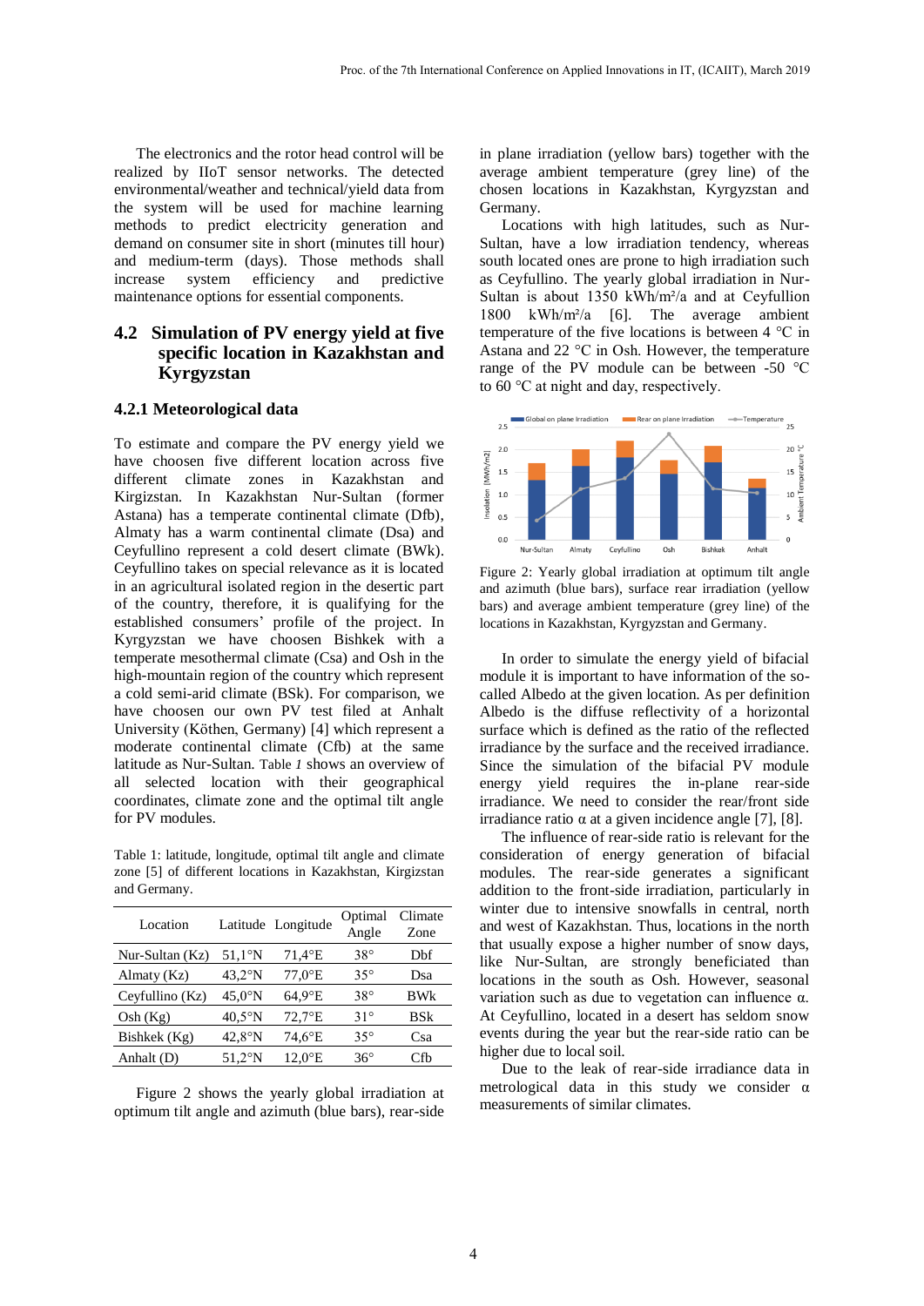The electronics and the rotor head control will be realized by IIoT sensor networks. The detected environmental/weather and technical/yield data from the system will be used for machine learning methods to predict electricity generation and demand on consumer site in short (minutes till hour) and medium-term (days). Those methods shall increase system efficiency and predictive maintenance options for essential components.

## 4.2 Simulation of PV energy yield at five specific location in Kazakhstan and Kyrgyzstan

### 4.2.1 Meteorological data

To estimate and compare the PV energy yield we have choosen five different location across five different climate zones in Kazakhstan and Kirgizstan. In Kazakhstan Nur-Sultan (former Astana) has a temperate continental climate (Dfb), Almaty has a warm continental climate (Dsa) and Ceyfullino represent a cold desert climate (BWk). Ceyfullino takes on special relevance as it is located in an agricultural isolated region in the desertic part of the country, therefore, it is qualifying for the established consumers' profile of the project. In Kyrgyzstan we have choosen Bishkek with a temperate mesothermal climate (Csa) and Osh in the high-mountain region of the country which represent a cold semi-arid climate (BSk). For comparison, we have choosen our own PV test filed at Anhalt University (Köthen, Germany) [4] which represent a moderate continental climate (Cfb) at the same latitude as Nur-Sultan. Table *1* shows an overview of all selected location with their geographical coordinates, climate zone and the optimal tilt angle for PV modules.

Table 1: latitude, longitude, optimal tilt angle and climate zone [5] of different locations in Kazakhstan, Kirgizstan and Germany.

| Location | Latitude | Longitude | Optimal Angle | Climate Zone |
|---|---|---|---|---|
| Nur-Sultan (Kz) | 51,1°N | 71,4°E | 38° | Dbf |
| Almaty (Kz) | 43,2°N | 77,0°E | 35° | Dsa |
| Ceyfullino (Kz) | 45,0°N | 64,9°E | 38° | BWk |
| Osh (Kg) | 40,5°N | 72,7°E | 31° | BSk |
| Bishkek (Kg) | 42,8°N | 74,6°E | 35° | Csa |
| Anhalt (D) | 51,2°N | 12,0°E | 36° | Cfb |

Figure 2 shows the yearly global irradiation at optimum tilt angle and azimuth (blue bars), rear-side in plane irradiation (yellow bars) together with the average ambient temperature (grey line) of the chosen locations in Kazakhstan, Kyrgyzstan and Germany.

Locations with high latitudes, such as Nur-Sultan, have a low irradiation tendency, whereas south located ones are prone to high irradiation such as Ceyfullino. The yearly global irradiation in Nur-Sultan is about 1350 kWh/m²/a and at Ceyfullion 1800 kWh/m²/a [6]. The average ambient temperature of the five locations is between 4 °C in Astana and 22 °C in Osh. However, the temperature range of the PV module can be between -50 °C to 60 °C at night and day, respectively.

Figure 2: Yearly global irradiation at optimum tilt angle and azimuth (blue bars), surface rear irradiation (yellow bars) and average ambient temperature (grey line) of the locations in Kazakhstan, Kyrgyzstan and Germany.

In order to simulate the energy yield of bifacial module it is important to have information of the so-called Albedo at the given location. As per definition Albedo is the diffuse reflectivity of a horizontal surface which is defined as the ratio of the reflected irradiance by the surface and the received irradiance. Since the simulation of the bifacial PV module energy yield requires the in-plane rear-side irradiance. We need to consider the rear/front side irradiance ratio α at a given incidence angle [7], [8].

The influence of rear-side ratio is relevant for the consideration of energy generation of bifacial modules. The rear-side generates a significant addition to the front-side irradiation, particularly in winter due to intensive snowfalls in central, north and west of Kazakhstan. Thus, locations in the north that usually expose a higher number of snow days, like Nur-Sultan, are strongly beneficiated than locations in the south as Osh. However, seasonal variation such as due to vegetation can influence α. At Ceyfullino, located in a desert has seldom snow events during the year but the rear-side ratio can be higher due to local soil.

Due to the leak of rear-side irradiance data in metrological data in this study we consider α measurements of similar climates.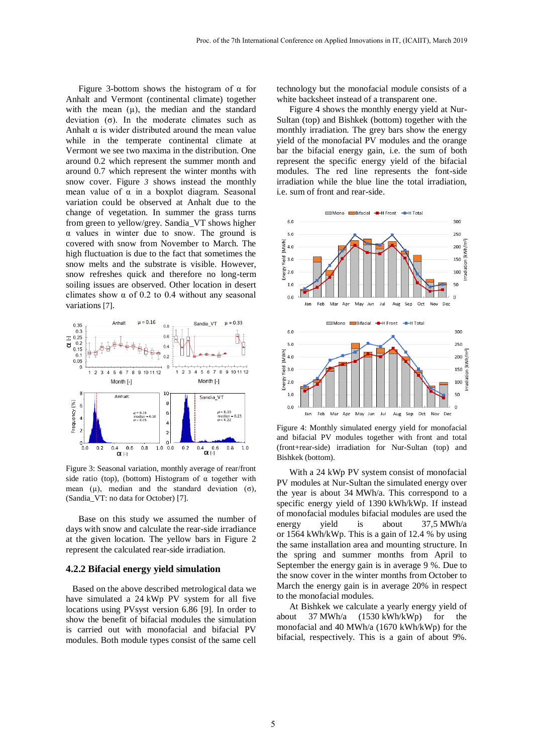Figure 3-bottom shows the histogram of α for Anhalt and Vermont (continental climate) together with the mean (μ), the median and the standard deviation (σ). In the moderate climates such as Anhalt α is wider distributed around the mean value while in the temperate continental climate at Vermont we see two maxima in the distribution. One around 0.2 which represent the summer month and around 0.7 which represent the winter months with snow cover. Figure *3* shows instead the monthly mean value of α in a boxplot diagram. Seasonal variation could be observed at Anhalt due to the change of vegetation. In summer the grass turns from green to yellow/grey. Sandia_VT shows higher α values in winter due to snow. The ground is covered with snow from November to March. The high fluctuation is due to the fact that sometimes the snow melts and the substrate is visible. However, snow refreshes quick and therefore no long-term soiling issues are observed. Other location in desert climates show α of 0.2 to 0.4 without any seasonal variations [7].

Figure 3: Seasonal variation, monthly average of rear/front side ratio (top), (bottom) Histogram of α together with mean (μ), median and the standard deviation (σ), (Sandia_VT: no data for October) [7].

Base on this study we assumed the number of days with snow and calculate the rear-side irradiance at the given location. The yellow bars in Figure 2 represent the calculated rear-side irradiation.

### 4.2.2 Bifacial energy yield simulation

Based on the above described metrological data we have simulated a 24 kWp PV system for all five locations using PVsyst version 6.86 [9]. In order to show the benefit of bifacial modules the simulation is carried out with monofacial and bifacial PV modules. Both module types consist of the same cell technology but the monofacial module consists of a white backsheet instead of a transparent one.

Figure 4 shows the monthly energy yield at Nur-Sultan (top) and Bishkek (bottom) together with the monthly irradiation. The grey bars show the energy yield of the monofacial PV modules and the orange bar the bifacial energy gain, i.e. the sum of both represent the specific energy yield of the bifacial modules. The red line represents the font-side irradiation while the blue line the total irradiation, i.e. sum of front and rear-side.

Figure 4: Monthly simulated energy yield for monofacial and bifacial PV modules together with front and total (front+rear-side) irradiation for Nur-Sultan (top) and Bishkek (bottom).

With a 24 kWp PV system consist of monofacial PV modules at Nur-Sultan the simulated energy over the year is about 34 MWh/a. This correspond to a specific energy yield of 1390 kWh/kWp. If instead of monofacial modules bifacial modules are used the energy yield is about 37,5 MWh/a or 1564 kWh/kWp. This is a gain of 12.4 % by using the same installation area and mounting structure. In the spring and summer months from April to September the energy gain is in average 9 %. Due to the snow cover in the winter months from October to March the energy gain is in average 20% in respect to the monofacial modules.

At Bishkek we calculate a yearly energy yield of about 37 MWh/a (1530 kWh/kWp) for the monofacial and 40 MWh/a (1670 kWh/kWp) for the bifacial, respectively. This is a gain of about 9%.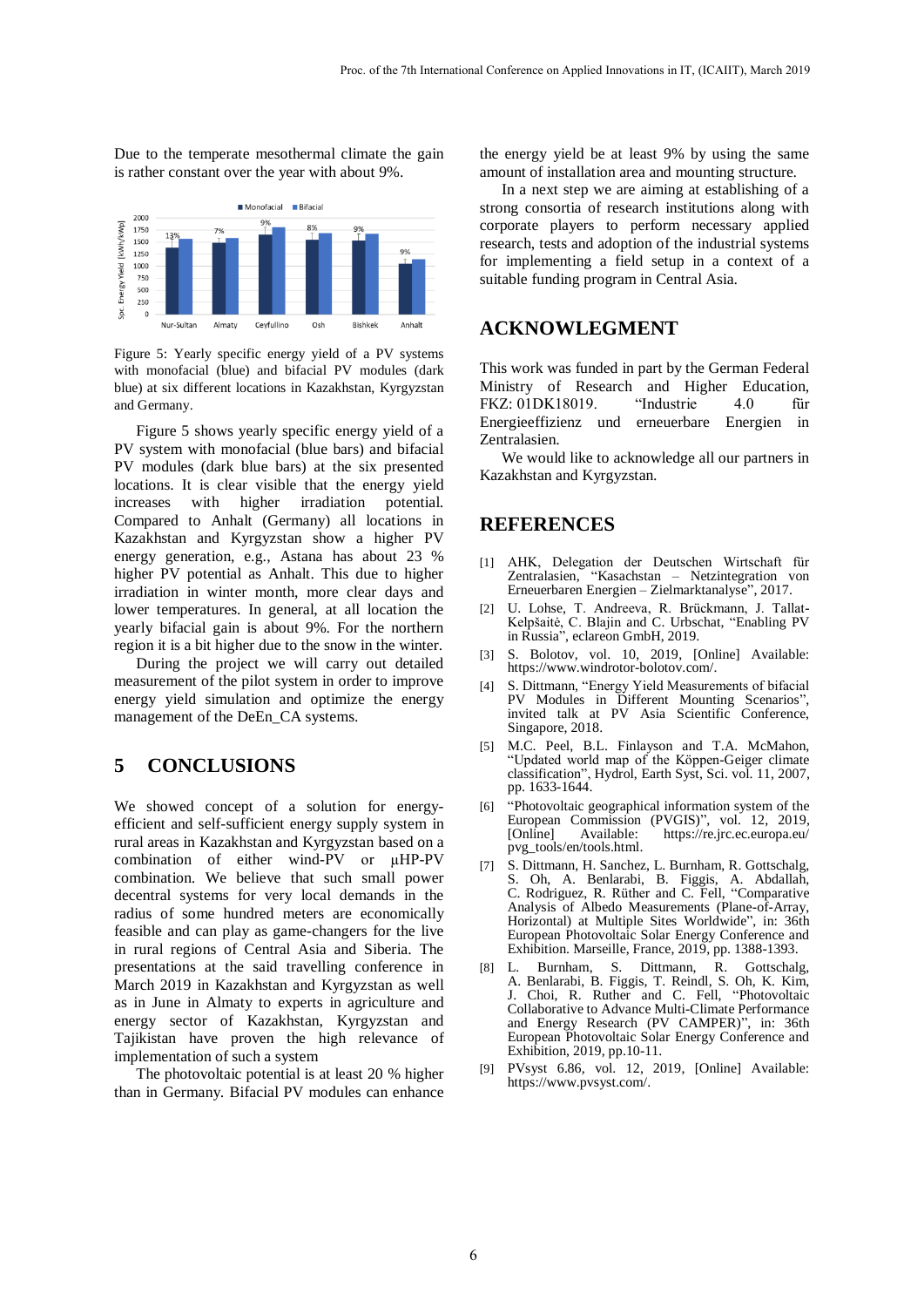Due to the temperate mesothermal climate the gain is rather constant over the year with about 9%.

Monofacial Bifacial

Spc. Energy Yield [kWh/kWp]

2000
1750
1500
1250
1000
750
500
250
0

13% 7% 9% 8% 9% 9%

Nur-Sultan Almaty Ceyfullino Osh Bishkek Anhalt

Figure 5: Yearly specific energy yield of a PV systems with monofacial (blue) and bifacial PV modules (dark blue) at six different locations in Kazakhstan, Kyrgyzstan and Germany.

Figure 5 shows yearly specific energy yield of a PV system with monofacial (blue bars) and bifacial PV modules (dark blue bars) at the six presented locations. It is clear visible that the energy yield increases with higher irradiation potential. Compared to Anhalt (Germany) all locations in Kazakhstan and Kyrgyzstan show a higher PV energy generation, e.g., Astana has about 23 % higher PV potential as Anhalt. This due to higher irradiation in winter month, more clear days and lower temperatures. In general, at all location the yearly bifacial gain is about 9%. For the northern region it is a bit higher due to the snow in the winter.

During the project we will carry out detailed measurement of the pilot system in order to improve energy yield simulation and optimize the energy management of the DeEn_CA systems.

## 5 CONCLUSIONS

We showed concept of a solution for energy-efficient and self-sufficient energy supply system in rural areas in Kazakhstan and Kyrgyzstan based on a combination of either wind-PV or µHP-PV combination. We believe that such small power decentral systems for very local demands in the radius of some hundred meters are economically feasible and can play as game-changers for the live in rural regions of Central Asia and Siberia. The presentations at the said travelling conference in March 2019 in Kazakhstan and Kyrgyzstan as well as in June in Almaty to experts in agriculture and energy sector of Kazakhstan, Kyrgyzstan and Tajikistan have proven the high relevance of implementation of such a system

The photovoltaic potential is at least 20 % higher than in Germany. Bifacial PV modules can enhance the energy yield be at least 9% by using the same amount of installation area and mounting structure.

In a next step we are aiming at establishing of a strong consortia of research institutions along with corporate players to perform necessary applied research, tests and adoption of the industrial systems for implementing a field setup in a context of a suitable funding program in Central Asia.

## ACKNOWLEGMENT

This work was funded in part by the German Federal Ministry of Research and Higher Education, FKZ: 01DK18019. "Industrie 4.0 für Energieeffizienz und erneuerbare Energien in Zentralasien.

We would like to acknowledge all our partners in Kazakhstan and Kyrgyzstan.

## REFERENCES

[1] AHK, Delegation der Deutschen Wirtschaft für Zentralasien, "Kasachstan – Netzintegration von Erneuerbaren Energien – Zielmarktanalyse", 2017.

[2] U. Lohse, T. Andreeva, R. Brückmann, J. Tallat-Kelpšaitė, C. Blajin and C. Urbschat, "Enabling PV in Russia", eclareon GmbH, 2019.

[3] S. Bolotov, vol. 10, 2019, [Online] Available: https://www.windrotor-bolotov.com/.

[4] S. Dittmann, "Energy Yield Measurements of bifacial PV Modules in Different Mounting Scenarios", invited talk at PV Asia Scientific Conference, Singapore, 2018.

[5] M.C. Peel, B.L. Finlayson and T.A. McMahon, "Updated world map of the Köppen-Geiger climate classification", Hydrol, Earth Syst, Sci. vol. 11, 2007, pp. 1633-1644.

[6] "Photovoltaic geographical information system of the European Commission (PVGIS)", vol. 12, 2019, [Online] Available: https://re.jrc.ec.europa.eu/pvg_tools/en/tools.html.

[7] S. Dittmann, H. Sanchez, L. Burnham, R. Gottschalg, S. Oh, A. Benlarabi, B. Figgis, A. Abdallah, C. Rodriguez, R. Rüther and C. Fell, "Comparative Analysis of Albedo Measurements (Plane-of-Array, Horizontal) at Multiple Sites Worldwide", in: 36th European Photovoltaic Solar Energy Conference and Exhibition. Marseille, France, 2019, pp. 1388-1393.

[8] L. Burnham, S. Dittmann, R. Gottschalg, A. Benlarabi, B. Figgis, T. Reindl, S. Oh, K. Kim, J. Choi, R. Ruther and C. Fell, "Photovoltaic Collaborative to Advance Multi-Climate Performance and Energy Research (PV CAMPER)", in: 36th European Photovoltaic Solar Energy Conference and Exhibition, 2019, pp.10-11.

[9] PVsyst 6.86, vol. 12, 2019, [Online] Available: https://www.pvsyst.com/.